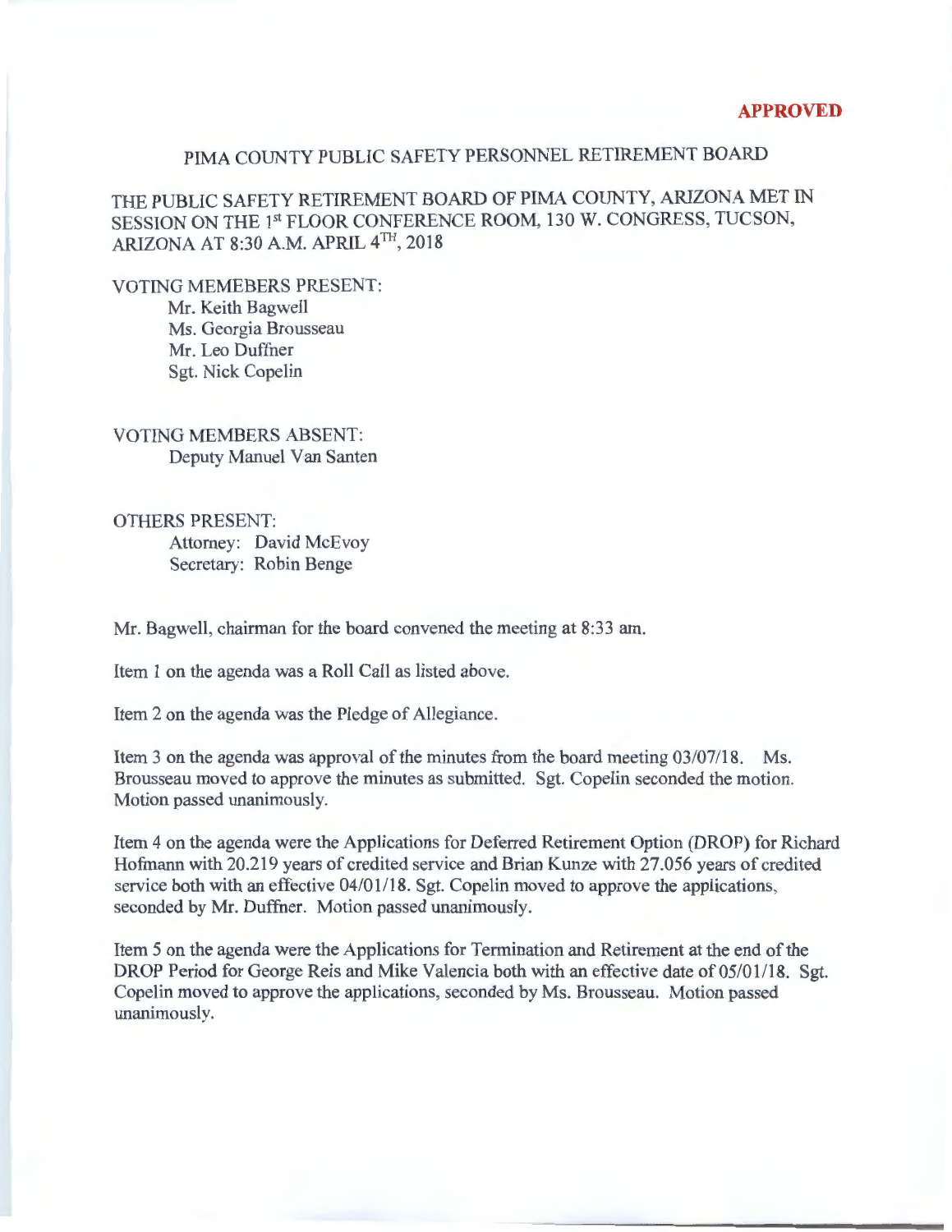**APPROVED**

# PIMA COUNTY PUBLIC SAFETY PERSONNEL RETIREMENT BOARD

THE PUBLIC SAFETY RETIREMENT BOARD OF PIMA COUNTY, ARIZONA MET IN SESSION ON THE 1st FLOOR CONFERENCE ROOM, 130 W. CONGRESS, TUCSON, ARIZONA AT 8:30 A.M. APRIL 4TH, 2018

VOTING MEMEBERS PRESENT:
- Mr. Keith Bagwell
- Ms. Georgia Brousseau
- Mr. Leo Duffner
- Sgt. Nick Copelin

VOTING MEMBERS ABSENT:
- Deputy Manuel Van Santen

OTHERS PRESENT:
- Attorney: David McEvoy
- Secretary: Robin Benge

Mr. Bagwell, chairman for the board convened the meeting at 8:33 am.

Item 1 on the agenda was a Roll Call as listed above.

Item 2 on the agenda was the Pledge of Allegiance.

Item 3 on the agenda was approval of the minutes from the board meeting 03/07/18. Ms. Brousseau moved to approve the minutes as submitted. Sgt. Copelin seconded the motion. Motion passed unanimously.

Item 4 on the agenda were the Applications for Deferred Retirement Option (DROP) for Richard Hofmann with 20.219 years of credited service and Brian Kunze with 27.056 years of credited service both with an effective 04/01/18. Sgt. Copelin moved to approve the applications, seconded by Mr. Duffner. Motion passed unanimously.

Item 5 on the agenda were the Applications for Termination and Retirement at the end of the DROP Period for George Reis and Mike Valencia both with an effective date of 05/01/18. Sgt. Copelin moved to approve the applications, seconded by Ms. Brousseau. Motion passed unanimously.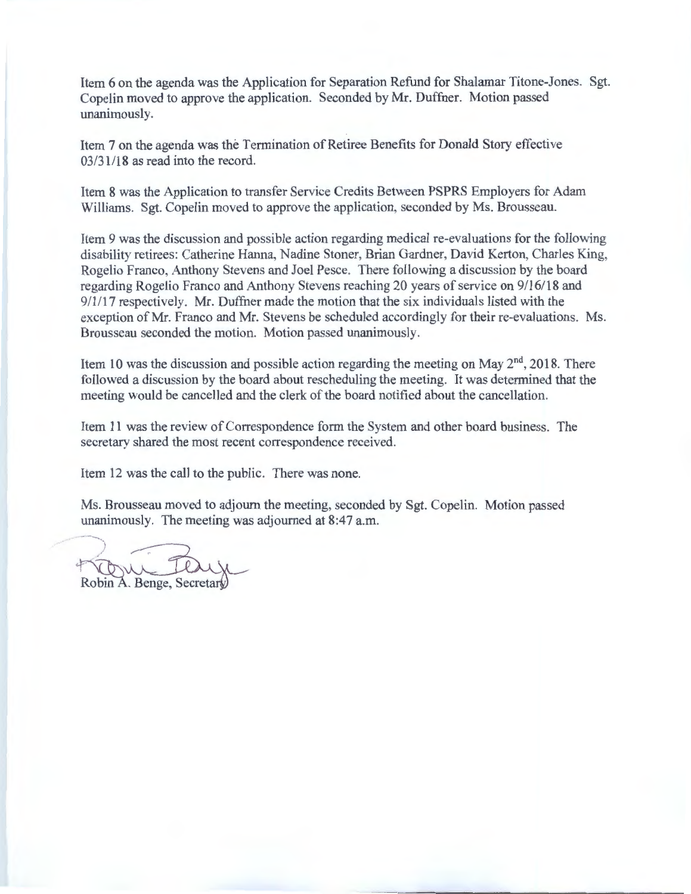Item 6 on the agenda was the Application for Separation Refund for Shalamar Titone-Jones. Sgt. Copelin moved to approve the application. Seconded by Mr. Duffner. Motion passed unanimously.

Item 7 on the agenda was the Termination of Retiree Benefits for Donald Story effective 03/31/18 as read into the record.

Item 8 was the Application to transfer Service Credits Between PSPRS Employers for Adam Williams. Sgt. Copelin moved to approve the application, seconded by Ms. Brousseau.

Item 9 was the discussion and possible action regarding medical re-evaluations for the following disability retirees: Catherine Hanna, Nadine Stoner, Brian Gardner, David Kerton, Charles King, Rogelio Franco, Anthony Stevens and Joel Pesce. There following a discussion by the board regarding Rogelio Franco and Anthony Stevens reaching 20 years of service on 9/16/18 and 9/1/17 respectively. Mr. Duffner made the motion that the six individuals listed with the exception of Mr. Franco and Mr. Stevens be scheduled accordingly for their re-evaluations. Ms. Brousseau seconded the motion. Motion passed unanimously.

Item 10 was the discussion and possible action regarding the meeting on May 2nd, 2018. There followed a discussion by the board about rescheduling the meeting. It was determined that the meeting would be cancelled and the clerk of the board notified about the cancellation.

Item 11 was the review of Correspondence form the System and other board business. The secretary shared the most recent correspondence received.

Item 12 was the call to the public. There was none.

Ms. Brousseau moved to adjourn the meeting, seconded by Sgt. Copelin. Motion passed unanimously. The meeting was adjourned at 8:47 a.m.

Robin A. Benge, Secretary